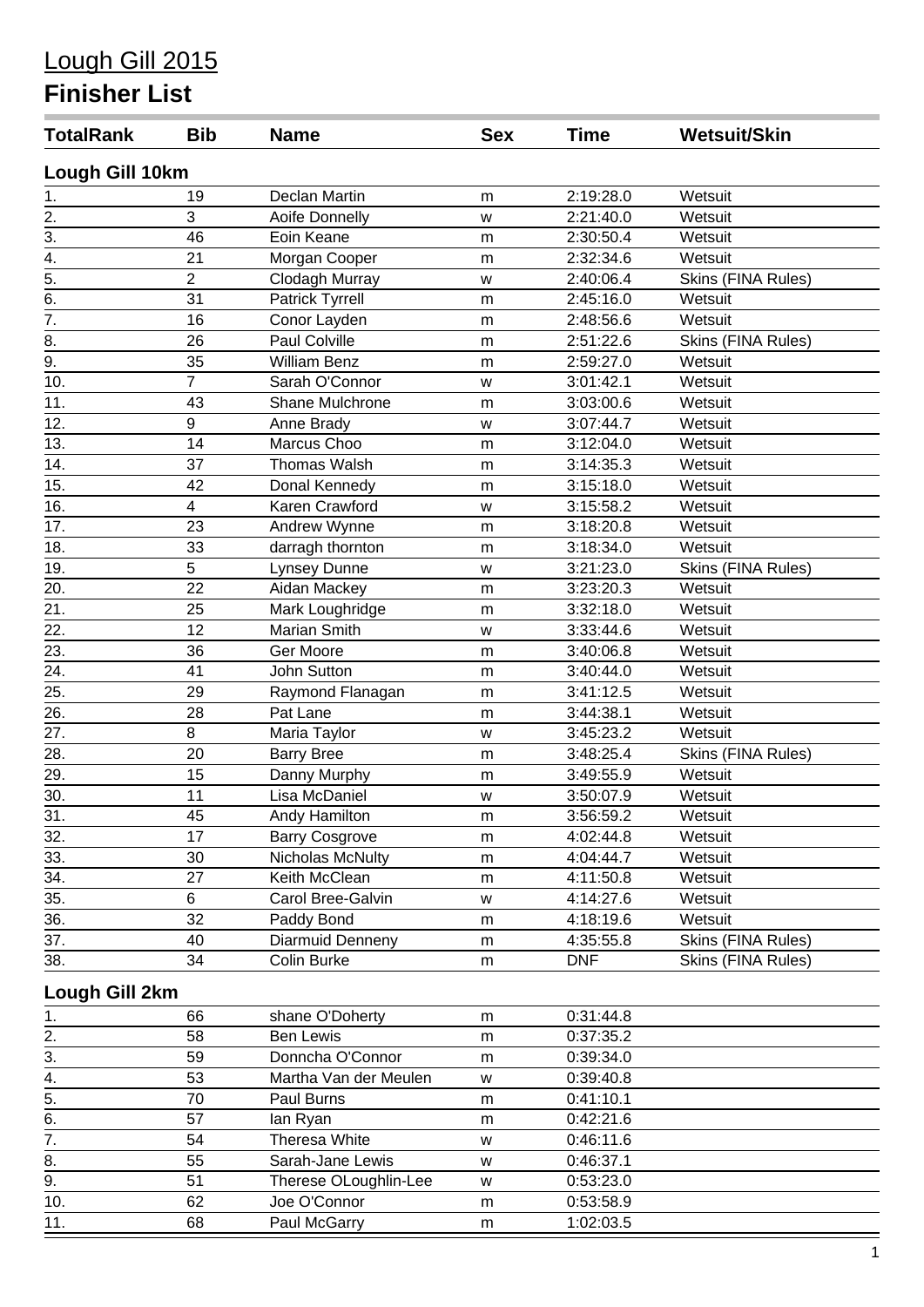# Lough Gill 2015

## Finisher List

| TotalRank | Bib | Name | Sex | Time | Wetsuit/Skin |
|---|---|---|---|---|---|
| **Lough Gill 10km** | | | | | |
| 1. | 19 | Declan Martin | m | 2:19:28.0 | Wetsuit |
| 2. | 3 | Aoife Donnelly | w | 2:21:40.0 | Wetsuit |
| 3. | 46 | Eoin Keane | m | 2:30:50.4 | Wetsuit |
| 4. | 21 | Morgan Cooper | m | 2:32:34.6 | Wetsuit |
| 5. | 2 | Clodagh Murray | w | 2:40:06.4 | Skins (FINA Rules) |
| 6. | 31 | Patrick Tyrrell | m | 2:45:16.0 | Wetsuit |
| 7. | 16 | Conor Layden | m | 2:48:56.6 | Wetsuit |
| 8. | 26 | Paul Colville | m | 2:51:22.6 | Skins (FINA Rules) |
| 9. | 35 | William Benz | m | 2:59:27.0 | Wetsuit |
| 10. | 7 | Sarah O'Connor | w | 3:01:42.1 | Wetsuit |
| 11. | 43 | Shane Mulchrone | m | 3:03:00.6 | Wetsuit |
| 12. | 9 | Anne Brady | w | 3:07:44.7 | Wetsuit |
| 13. | 14 | Marcus Choo | m | 3:12:04.0 | Wetsuit |
| 14. | 37 | Thomas Walsh | m | 3:14:35.3 | Wetsuit |
| 15. | 42 | Donal Kennedy | m | 3:15:18.0 | Wetsuit |
| 16. | 4 | Karen Crawford | w | 3:15:58.2 | Wetsuit |
| 17. | 23 | Andrew Wynne | m | 3:18:20.8 | Wetsuit |
| 18. | 33 | darragh thornton | m | 3:18:34.0 | Wetsuit |
| 19. | 5 | Lynsey Dunne | w | 3:21:23.0 | Skins (FINA Rules) |
| 20. | 22 | Aidan Mackey | m | 3:23:20.3 | Wetsuit |
| 21. | 25 | Mark Loughridge | m | 3:32:18.0 | Wetsuit |
| 22. | 12 | Marian Smith | w | 3:33:44.6 | Wetsuit |
| 23. | 36 | Ger Moore | m | 3:40:06.8 | Wetsuit |
| 24. | 41 | John Sutton | m | 3:40:44.0 | Wetsuit |
| 25. | 29 | Raymond Flanagan | m | 3:41:12.5 | Wetsuit |
| 26. | 28 | Pat Lane | m | 3:44:38.1 | Wetsuit |
| 27. | 8 | Maria Taylor | w | 3:45:23.2 | Wetsuit |
| 28. | 20 | Barry Bree | m | 3:48:25.4 | Skins (FINA Rules) |
| 29. | 15 | Danny Murphy | m | 3:49:55.9 | Wetsuit |
| 30. | 11 | Lisa McDaniel | w | 3:50:07.9 | Wetsuit |
| 31. | 45 | Andy Hamilton | m | 3:56:59.2 | Wetsuit |
| 32. | 17 | Barry Cosgrove | m | 4:02:44.8 | Wetsuit |
| 33. | 30 | Nicholas McNulty | m | 4:04:44.7 | Wetsuit |
| 34. | 27 | Keith McClean | m | 4:11:50.8 | Wetsuit |
| 35. | 6 | Carol Bree-Galvin | w | 4:14:27.6 | Wetsuit |
| 36. | 32 | Paddy Bond | m | 4:18:19.6 | Wetsuit |
| 37. | 40 | Diarmuid Denneny | m | 4:35:55.8 | Skins (FINA Rules) |
| 38. | 34 | Colin Burke | m | DNF | Skins (FINA Rules) |
| **Lough Gill 2km** | | | | | |
| 1. | 66 | shane O'Doherty | m | 0:31:44.8 | |
| 2. | 58 | Ben Lewis | m | 0:37:35.2 | |
| 3. | 59 | Donncha O'Connor | m | 0:39:34.0 | |
| 4. | 53 | Martha Van der Meulen | w | 0:39:40.8 | |
| 5. | 70 | Paul Burns | m | 0:41:10.1 | |
| 6. | 57 | Ian Ryan | m | 0:42:21.6 | |
| 7. | 54 | Theresa White | w | 0:46:11.6 | |
| 8. | 55 | Sarah-Jane Lewis | w | 0:46:37.1 | |
| 9. | 51 | Therese OLoughlin-Lee | w | 0:53:23.0 | |
| 10. | 62 | Joe O'Connor | m | 0:53:58.9 | |
| 11. | 68 | Paul McGarry | m | 1:02:03.5 | |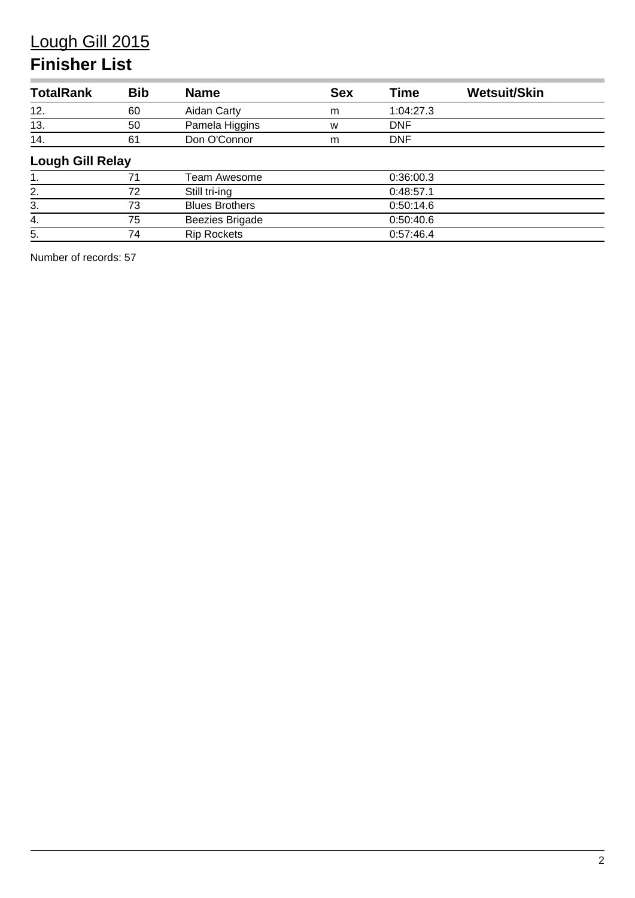# Lough Gill 2015

## Finisher List

| TotalRank | Bib | Name | Sex | Time | Wetsuit/Skin |
|---|---|---|---|---|---|
| 12. | 60 | Aidan Carty | m | 1:04:27.3 | |
| 13. | 50 | Pamela Higgins | w | DNF | |
| 14. | 61 | Don O'Connor | m | DNF | |

### Lough Gill Relay

| TotalRank | Bib | Name | Sex | Time | Wetsuit/Skin |
|---|---|---|---|---|---|
| 1. | 71 | Team Awesome | | 0:36:00.3 | |
| 2. | 72 | Still tri-ing | | 0:48:57.1 | |
| 3. | 73 | Blues Brothers | | 0:50:14.6 | |
| 4. | 75 | Beezies Brigade | | 0:50:40.6 | |
| 5. | 74 | Rip Rockets | | 0:57:46.4 | |

Number of records: 57